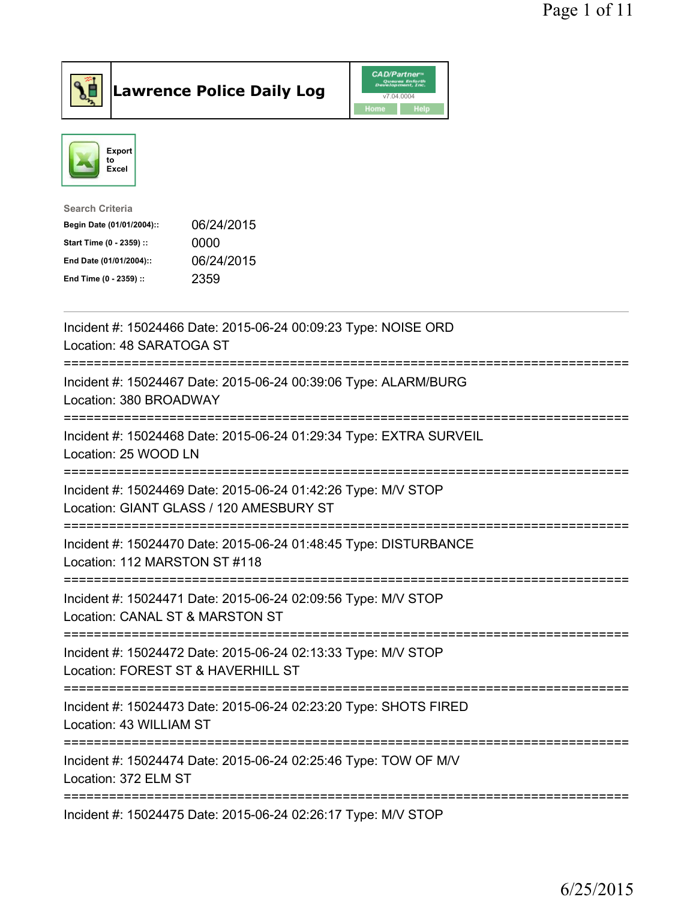# Lawrence Police Daily Log

Export to Excel

**Search Criteria**

| | |
|---|---|
| Begin Date (01/01/2004):: | 06/24/2015 |
| Start Time (0 - 2359) :: | 0000 |
| End Date (01/01/2004):: | 06/24/2015 |
| End Time (0 - 2359) :: | 2359 |

---

Incident #: 15024466 Date: 2015-06-24 00:09:23 Type: NOISE ORD
Location: 48 SARATOGA ST

===========================================================================

Incident #: 15024467 Date: 2015-06-24 00:39:06 Type: ALARM/BURG
Location: 380 BROADWAY

===========================================================================

Incident #: 15024468 Date: 2015-06-24 01:29:34 Type: EXTRA SURVEIL
Location: 25 WOOD LN

===========================================================================

Incident #: 15024469 Date: 2015-06-24 01:42:26 Type: M/V STOP
Location: GIANT GLASS / 120 AMESBURY ST

===========================================================================

Incident #: 15024470 Date: 2015-06-24 01:48:45 Type: DISTURBANCE
Location: 112 MARSTON ST #118

===========================================================================

Incident #: 15024471 Date: 2015-06-24 02:09:56 Type: M/V STOP
Location: CANAL ST & MARSTON ST

===========================================================================

Incident #: 15024472 Date: 2015-06-24 02:13:33 Type: M/V STOP
Location: FOREST ST & HAVERHILL ST

===========================================================================

Incident #: 15024473 Date: 2015-06-24 02:23:20 Type: SHOTS FIRED
Location: 43 WILLIAM ST

===========================================================================

Incident #: 15024474 Date: 2015-06-24 02:25:46 Type: TOW OF M/V
Location: 372 ELM ST

===========================================================================

Incident #: 15024475 Date: 2015-06-24 02:26:17 Type: M/V STOP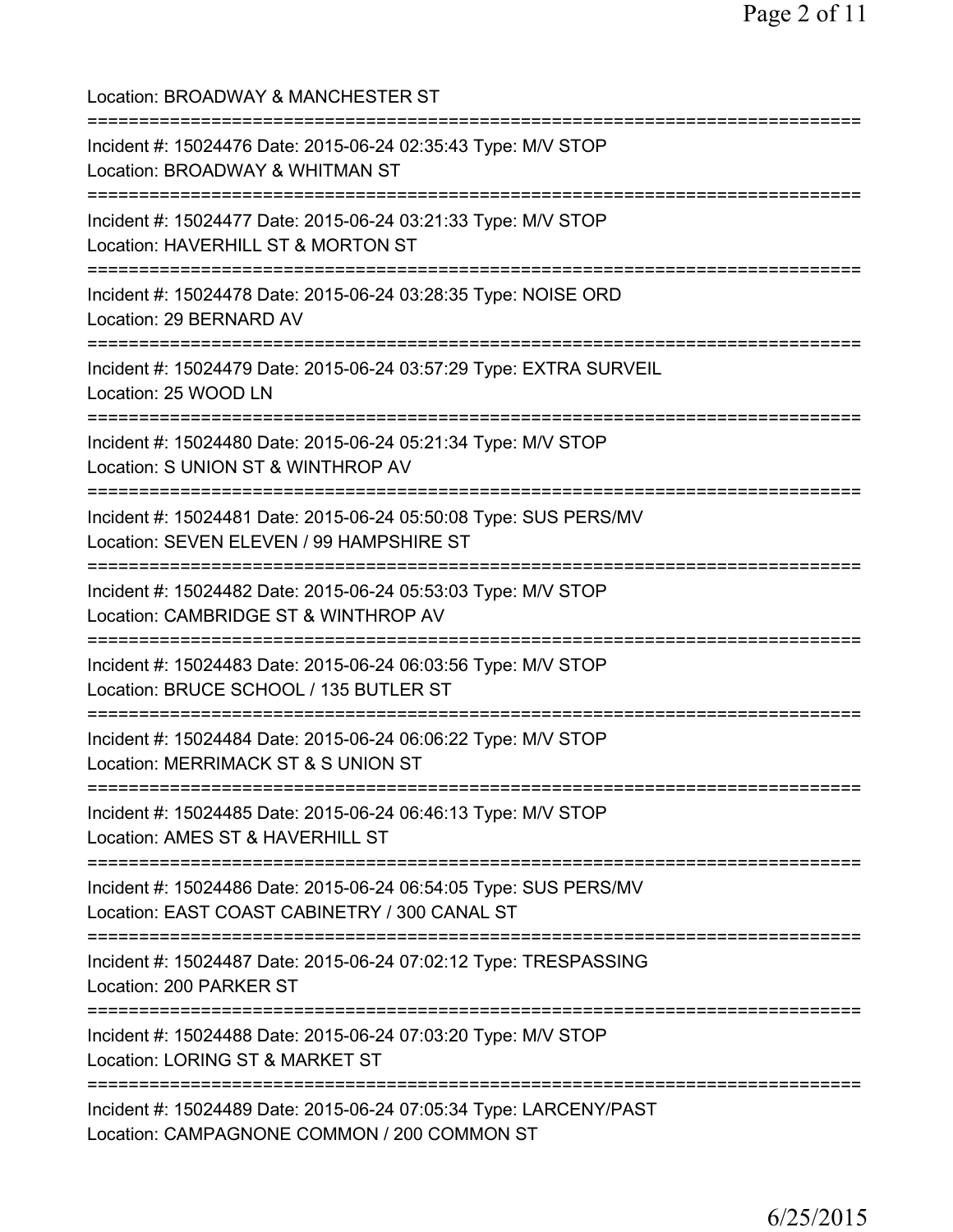Location: BROADWAY & MANCHESTER ST

===========================================================================

Incident #: 15024476 Date: 2015-06-24 02:35:43 Type: M/V STOP
Location: BROADWAY & WHITMAN ST

===========================================================================

Incident #: 15024477 Date: 2015-06-24 03:21:33 Type: M/V STOP
Location: HAVERHILL ST & MORTON ST

===========================================================================

Incident #: 15024478 Date: 2015-06-24 03:28:35 Type: NOISE ORD
Location: 29 BERNARD AV

===========================================================================

Incident #: 15024479 Date: 2015-06-24 03:57:29 Type: EXTRA SURVEIL
Location: 25 WOOD LN

===========================================================================

Incident #: 15024480 Date: 2015-06-24 05:21:34 Type: M/V STOP
Location: S UNION ST & WINTHROP AV

===========================================================================

Incident #: 15024481 Date: 2015-06-24 05:50:08 Type: SUS PERS/MV
Location: SEVEN ELEVEN / 99 HAMPSHIRE ST

===========================================================================

Incident #: 15024482 Date: 2015-06-24 05:53:03 Type: M/V STOP
Location: CAMBRIDGE ST & WINTHROP AV

===========================================================================

Incident #: 15024483 Date: 2015-06-24 06:03:56 Type: M/V STOP
Location: BRUCE SCHOOL / 135 BUTLER ST

===========================================================================

Incident #: 15024484 Date: 2015-06-24 06:06:22 Type: M/V STOP
Location: MERRIMACK ST & S UNION ST

===========================================================================

Incident #: 15024485 Date: 2015-06-24 06:46:13 Type: M/V STOP
Location: AMES ST & HAVERHILL ST

===========================================================================

Incident #: 15024486 Date: 2015-06-24 06:54:05 Type: SUS PERS/MV
Location: EAST COAST CABINETRY / 300 CANAL ST

===========================================================================

Incident #: 15024487 Date: 2015-06-24 07:02:12 Type: TRESPASSING
Location: 200 PARKER ST

===========================================================================

Incident #: 15024488 Date: 2015-06-24 07:03:20 Type: M/V STOP
Location: LORING ST & MARKET ST

===========================================================================

Incident #: 15024489 Date: 2015-06-24 07:05:34 Type: LARCENY/PAST
Location: CAMPAGNONE COMMON / 200 COMMON ST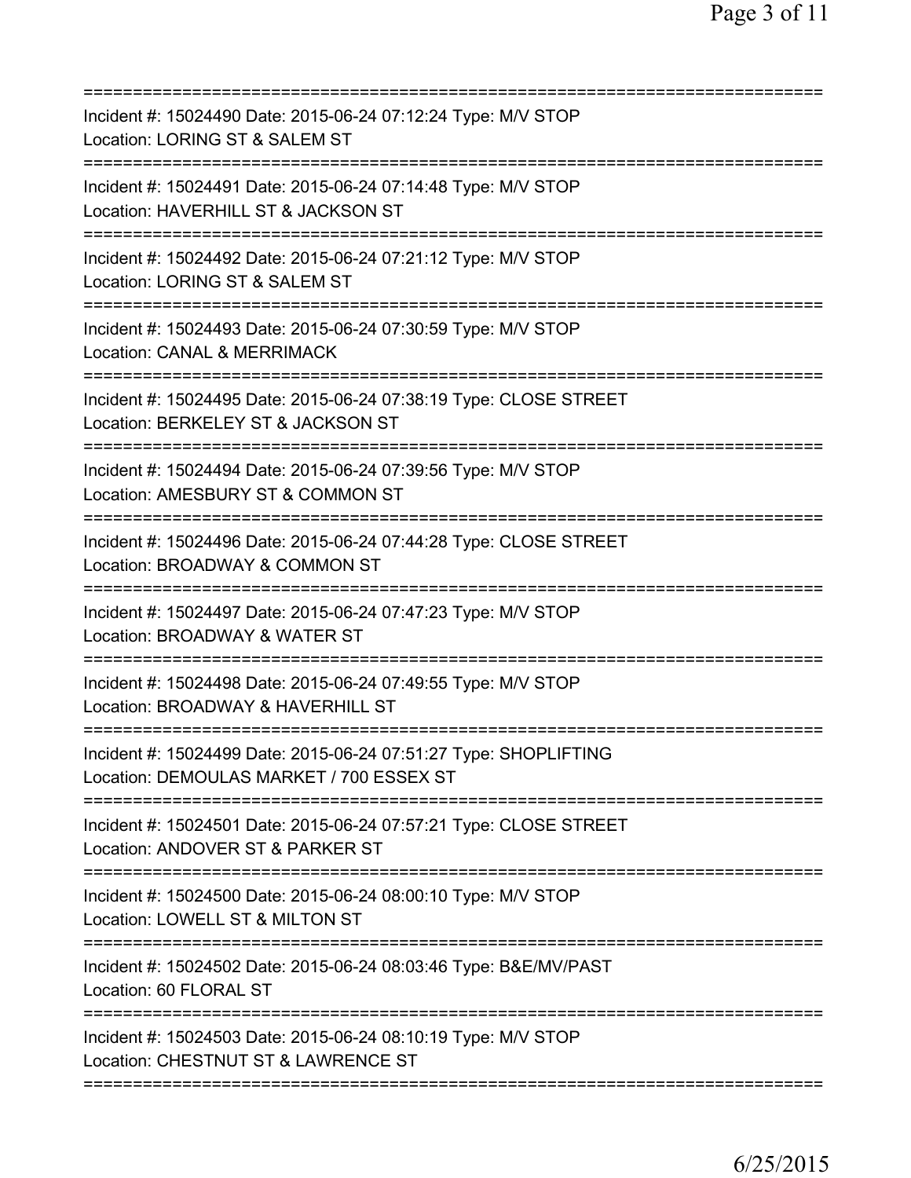===========================================================================
Incident #: 15024490 Date: 2015-06-24 07:12:24 Type: M/V STOP
Location: LORING ST & SALEM ST
===========================================================================
Incident #: 15024491 Date: 2015-06-24 07:14:48 Type: M/V STOP
Location: HAVERHILL ST & JACKSON ST
===========================================================================
Incident #: 15024492 Date: 2015-06-24 07:21:12 Type: M/V STOP
Location: LORING ST & SALEM ST
===========================================================================
Incident #: 15024493 Date: 2015-06-24 07:30:59 Type: M/V STOP
Location: CANAL & MERRIMACK
===========================================================================
Incident #: 15024495 Date: 2015-06-24 07:38:19 Type: CLOSE STREET
Location: BERKELEY ST & JACKSON ST
===========================================================================
Incident #: 15024494 Date: 2015-06-24 07:39:56 Type: M/V STOP
Location: AMESBURY ST & COMMON ST
===========================================================================
Incident #: 15024496 Date: 2015-06-24 07:44:28 Type: CLOSE STREET
Location: BROADWAY & COMMON ST
===========================================================================
Incident #: 15024497 Date: 2015-06-24 07:47:23 Type: M/V STOP
Location: BROADWAY & WATER ST
===========================================================================
Incident #: 15024498 Date: 2015-06-24 07:49:55 Type: M/V STOP
Location: BROADWAY & HAVERHILL ST
===========================================================================
Incident #: 15024499 Date: 2015-06-24 07:51:27 Type: SHOPLIFTING
Location: DEMOULAS MARKET / 700 ESSEX ST
===========================================================================
Incident #: 15024501 Date: 2015-06-24 07:57:21 Type: CLOSE STREET
Location: ANDOVER ST & PARKER ST
===========================================================================
Incident #: 15024500 Date: 2015-06-24 08:00:10 Type: M/V STOP
Location: LOWELL ST & MILTON ST
===========================================================================
Incident #: 15024502 Date: 2015-06-24 08:03:46 Type: B&E/MV/PAST
Location: 60 FLORAL ST
===========================================================================
Incident #: 15024503 Date: 2015-06-24 08:10:19 Type: M/V STOP
Location: CHESTNUT ST & LAWRENCE ST
===========================================================================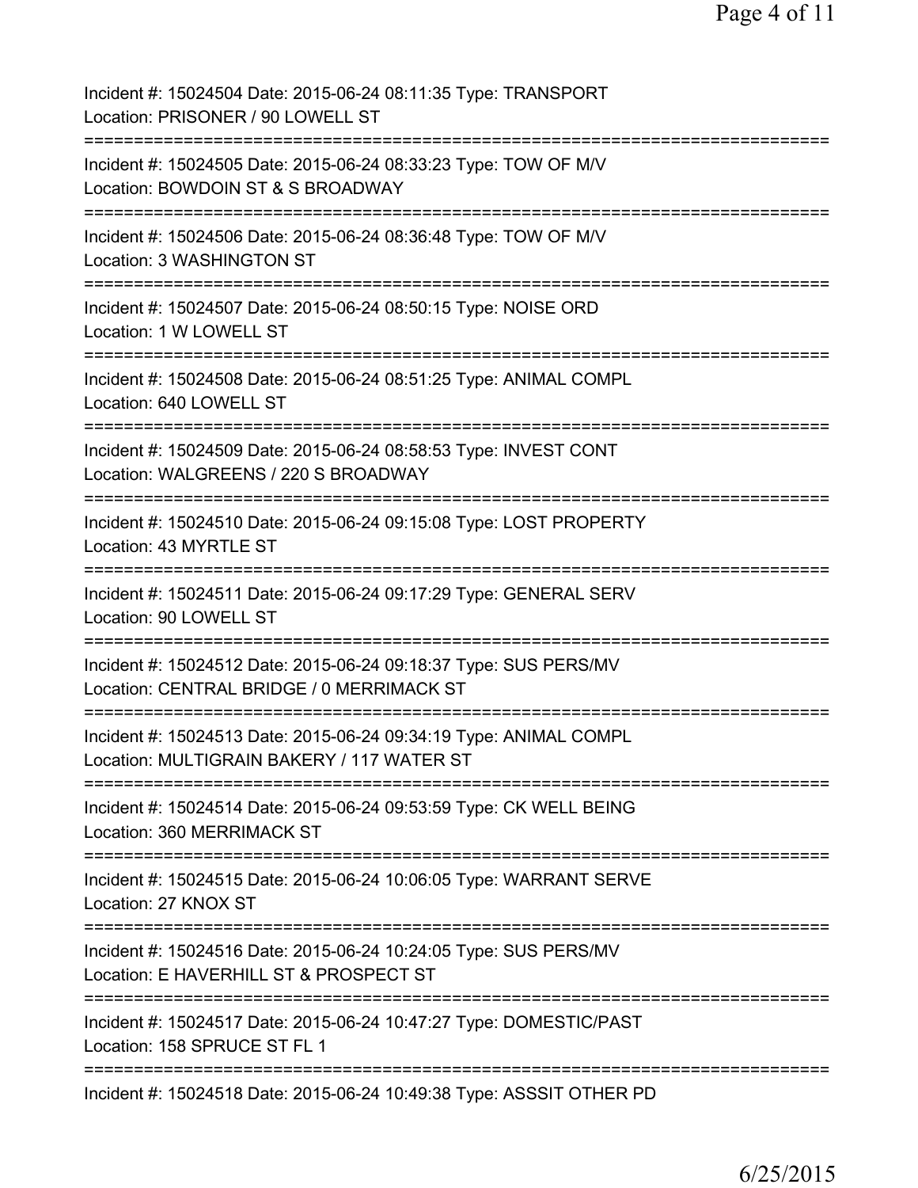Incident #: 15024504 Date: 2015-06-24 08:11:35 Type: TRANSPORT
Location: PRISONER / 90 LOWELL ST

===========================================================================

Incident #: 15024505 Date: 2015-06-24 08:33:23 Type: TOW OF M/V
Location: BOWDOIN ST & S BROADWAY

===========================================================================

Incident #: 15024506 Date: 2015-06-24 08:36:48 Type: TOW OF M/V
Location: 3 WASHINGTON ST

===========================================================================

Incident #: 15024507 Date: 2015-06-24 08:50:15 Type: NOISE ORD
Location: 1 W LOWELL ST

===========================================================================

Incident #: 15024508 Date: 2015-06-24 08:51:25 Type: ANIMAL COMPL
Location: 640 LOWELL ST

===========================================================================

Incident #: 15024509 Date: 2015-06-24 08:58:53 Type: INVEST CONT
Location: WALGREENS / 220 S BROADWAY

===========================================================================

Incident #: 15024510 Date: 2015-06-24 09:15:08 Type: LOST PROPERTY
Location: 43 MYRTLE ST

===========================================================================

Incident #: 15024511 Date: 2015-06-24 09:17:29 Type: GENERAL SERV
Location: 90 LOWELL ST

===========================================================================

Incident #: 15024512 Date: 2015-06-24 09:18:37 Type: SUS PERS/MV
Location: CENTRAL BRIDGE / 0 MERRIMACK ST

===========================================================================

Incident #: 15024513 Date: 2015-06-24 09:34:19 Type: ANIMAL COMPL
Location: MULTIGRAIN BAKERY / 117 WATER ST

===========================================================================

Incident #: 15024514 Date: 2015-06-24 09:53:59 Type: CK WELL BEING
Location: 360 MERRIMACK ST

===========================================================================

Incident #: 15024515 Date: 2015-06-24 10:06:05 Type: WARRANT SERVE
Location: 27 KNOX ST

===========================================================================

Incident #: 15024516 Date: 2015-06-24 10:24:05 Type: SUS PERS/MV
Location: E HAVERHILL ST & PROSPECT ST

===========================================================================

Incident #: 15024517 Date: 2015-06-24 10:47:27 Type: DOMESTIC/PAST
Location: 158 SPRUCE ST FL 1

===========================================================================

Incident #: 15024518 Date: 2015-06-24 10:49:38 Type: ASSSIT OTHER PD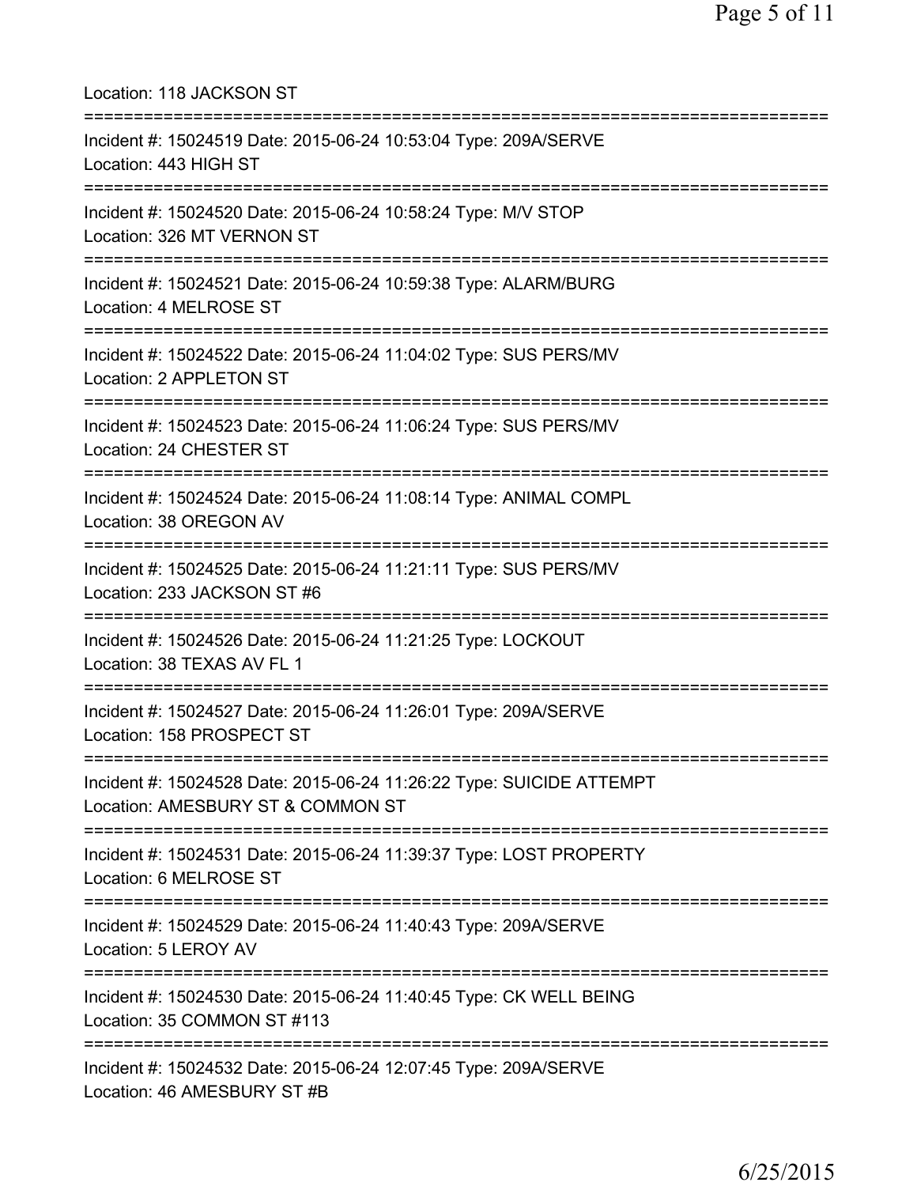Location: 118 JACKSON ST

===========================================================================

Incident #: 15024519 Date: 2015-06-24 10:53:04 Type: 209A/SERVE
Location: 443 HIGH ST

===========================================================================

Incident #: 15024520 Date: 2015-06-24 10:58:24 Type: M/V STOP
Location: 326 MT VERNON ST

===========================================================================

Incident #: 15024521 Date: 2015-06-24 10:59:38 Type: ALARM/BURG
Location: 4 MELROSE ST

===========================================================================

Incident #: 15024522 Date: 2015-06-24 11:04:02 Type: SUS PERS/MV
Location: 2 APPLETON ST

===========================================================================

Incident #: 15024523 Date: 2015-06-24 11:06:24 Type: SUS PERS/MV
Location: 24 CHESTER ST

===========================================================================

Incident #: 15024524 Date: 2015-06-24 11:08:14 Type: ANIMAL COMPL
Location: 38 OREGON AV

===========================================================================

Incident #: 15024525 Date: 2015-06-24 11:21:11 Type: SUS PERS/MV
Location: 233 JACKSON ST #6

===========================================================================

Incident #: 15024526 Date: 2015-06-24 11:21:25 Type: LOCKOUT
Location: 38 TEXAS AV FL 1

===========================================================================

Incident #: 15024527 Date: 2015-06-24 11:26:01 Type: 209A/SERVE
Location: 158 PROSPECT ST

===========================================================================

Incident #: 15024528 Date: 2015-06-24 11:26:22 Type: SUICIDE ATTEMPT
Location: AMESBURY ST & COMMON ST

===========================================================================

Incident #: 15024531 Date: 2015-06-24 11:39:37 Type: LOST PROPERTY
Location: 6 MELROSE ST

===========================================================================

Incident #: 15024529 Date: 2015-06-24 11:40:43 Type: 209A/SERVE
Location: 5 LEROY AV

===========================================================================

Incident #: 15024530 Date: 2015-06-24 11:40:45 Type: CK WELL BEING
Location: 35 COMMON ST #113

===========================================================================

Incident #: 15024532 Date: 2015-06-24 12:07:45 Type: 209A/SERVE
Location: 46 AMESBURY ST #B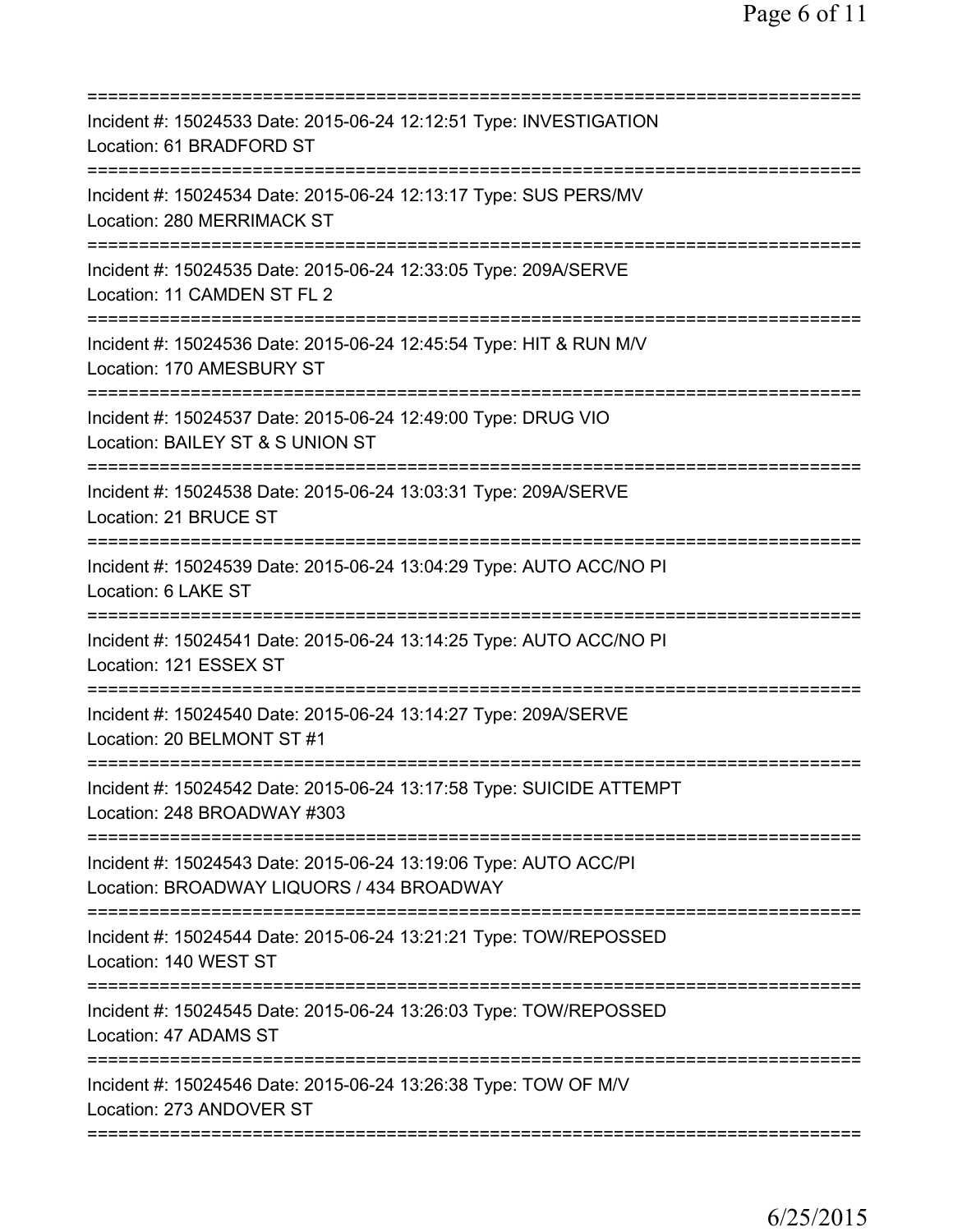Incident #: 15024533 Date: 2015-06-24 12:12:51 Type: INVESTIGATION
Location: 61 BRADFORD ST

Incident #: 15024534 Date: 2015-06-24 12:13:17 Type: SUS PERS/MV
Location: 280 MERRIMACK ST

Incident #: 15024535 Date: 2015-06-24 12:33:05 Type: 209A/SERVE
Location: 11 CAMDEN ST FL 2

Incident #: 15024536 Date: 2015-06-24 12:45:54 Type: HIT & RUN M/V
Location: 170 AMESBURY ST

Incident #: 15024537 Date: 2015-06-24 12:49:00 Type: DRUG VIO
Location: BAILEY ST & S UNION ST

Incident #: 15024538 Date: 2015-06-24 13:03:31 Type: 209A/SERVE
Location: 21 BRUCE ST

Incident #: 15024539 Date: 2015-06-24 13:04:29 Type: AUTO ACC/NO PI
Location: 6 LAKE ST

Incident #: 15024541 Date: 2015-06-24 13:14:25 Type: AUTO ACC/NO PI
Location: 121 ESSEX ST

Incident #: 15024540 Date: 2015-06-24 13:14:27 Type: 209A/SERVE
Location: 20 BELMONT ST #1

Incident #: 15024542 Date: 2015-06-24 13:17:58 Type: SUICIDE ATTEMPT
Location: 248 BROADWAY #303

Incident #: 15024543 Date: 2015-06-24 13:19:06 Type: AUTO ACC/PI
Location: BROADWAY LIQUORS / 434 BROADWAY

Incident #: 15024544 Date: 2015-06-24 13:21:21 Type: TOW/REPOSSED
Location: 140 WEST ST

Incident #: 15024545 Date: 2015-06-24 13:26:03 Type: TOW/REPOSSED
Location: 47 ADAMS ST

Incident #: 15024546 Date: 2015-06-24 13:26:38 Type: TOW OF M/V
Location: 273 ANDOVER ST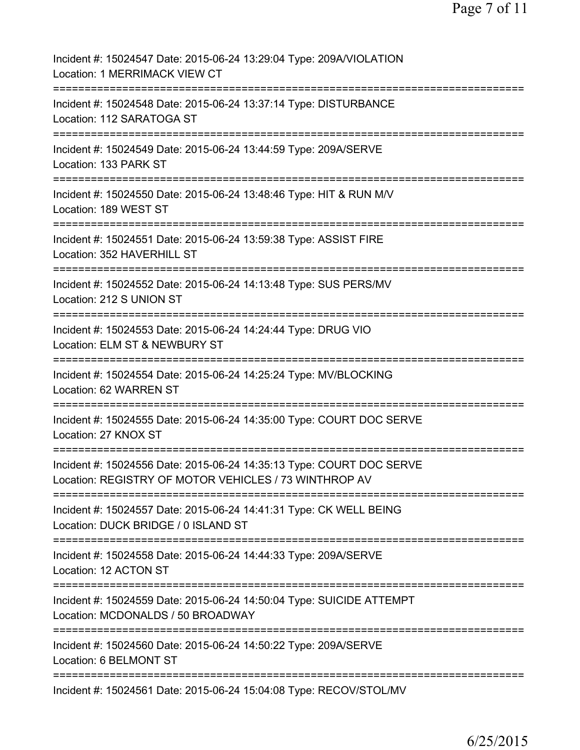Incident #: 15024547 Date: 2015-06-24 13:29:04 Type: 209A/VIOLATION
Location: 1 MERRIMACK VIEW CT
===========================================================================
Incident #: 15024548 Date: 2015-06-24 13:37:14 Type: DISTURBANCE
Location: 112 SARATOGA ST
===========================================================================
Incident #: 15024549 Date: 2015-06-24 13:44:59 Type: 209A/SERVE
Location: 133 PARK ST
===========================================================================
Incident #: 15024550 Date: 2015-06-24 13:48:46 Type: HIT & RUN M/V
Location: 189 WEST ST
===========================================================================
Incident #: 15024551 Date: 2015-06-24 13:59:38 Type: ASSIST FIRE
Location: 352 HAVERHILL ST
===========================================================================
Incident #: 15024552 Date: 2015-06-24 14:13:48 Type: SUS PERS/MV
Location: 212 S UNION ST
===========================================================================
Incident #: 15024553 Date: 2015-06-24 14:24:44 Type: DRUG VIO
Location: ELM ST & NEWBURY ST
===========================================================================
Incident #: 15024554 Date: 2015-06-24 14:25:24 Type: MV/BLOCKING
Location: 62 WARREN ST
===========================================================================
Incident #: 15024555 Date: 2015-06-24 14:35:00 Type: COURT DOC SERVE
Location: 27 KNOX ST
===========================================================================
Incident #: 15024556 Date: 2015-06-24 14:35:13 Type: COURT DOC SERVE
Location: REGISTRY OF MOTOR VEHICLES / 73 WINTHROP AV
===========================================================================
Incident #: 15024557 Date: 2015-06-24 14:41:31 Type: CK WELL BEING
Location: DUCK BRIDGE / 0 ISLAND ST
===========================================================================
Incident #: 15024558 Date: 2015-06-24 14:44:33 Type: 209A/SERVE
Location: 12 ACTON ST
===========================================================================
Incident #: 15024559 Date: 2015-06-24 14:50:04 Type: SUICIDE ATTEMPT
Location: MCDONALDS / 50 BROADWAY
===========================================================================
Incident #: 15024560 Date: 2015-06-24 14:50:22 Type: 209A/SERVE
Location: 6 BELMONT ST
===========================================================================
Incident #: 15024561 Date: 2015-06-24 15:04:08 Type: RECOV/STOL/MV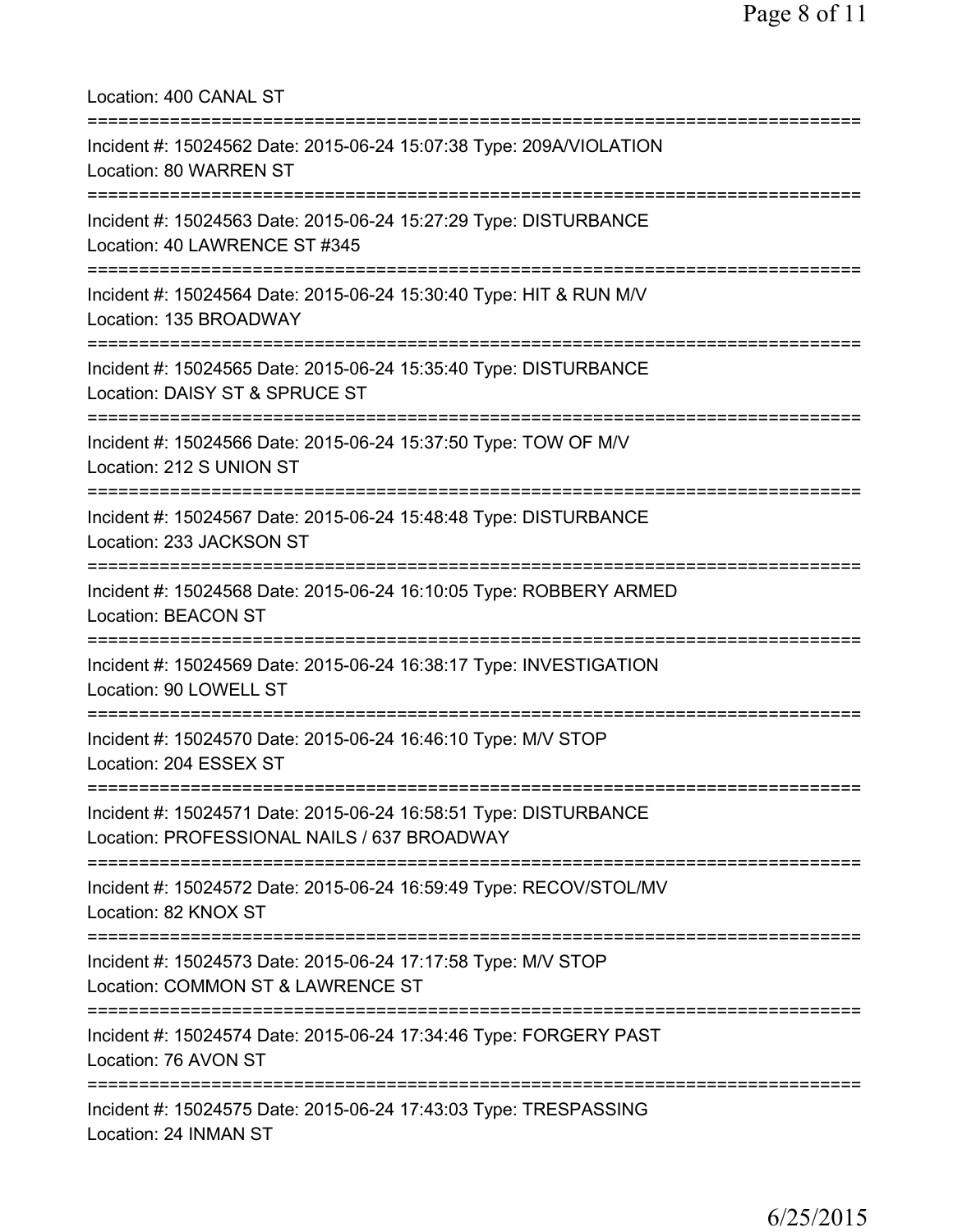Location: 400 CANAL ST

===========================================================================

Incident #: 15024562 Date: 2015-06-24 15:07:38 Type: 209A/VIOLATION
Location: 80 WARREN ST

===========================================================================

Incident #: 15024563 Date: 2015-06-24 15:27:29 Type: DISTURBANCE
Location: 40 LAWRENCE ST #345

===========================================================================

Incident #: 15024564 Date: 2015-06-24 15:30:40 Type: HIT & RUN M/V
Location: 135 BROADWAY

===========================================================================

Incident #: 15024565 Date: 2015-06-24 15:35:40 Type: DISTURBANCE
Location: DAISY ST & SPRUCE ST

===========================================================================

Incident #: 15024566 Date: 2015-06-24 15:37:50 Type: TOW OF M/V
Location: 212 S UNION ST

===========================================================================

Incident #: 15024567 Date: 2015-06-24 15:48:48 Type: DISTURBANCE
Location: 233 JACKSON ST

===========================================================================

Incident #: 15024568 Date: 2015-06-24 16:10:05 Type: ROBBERY ARMED
Location: BEACON ST

===========================================================================

Incident #: 15024569 Date: 2015-06-24 16:38:17 Type: INVESTIGATION
Location: 90 LOWELL ST

===========================================================================

Incident #: 15024570 Date: 2015-06-24 16:46:10 Type: M/V STOP
Location: 204 ESSEX ST

===========================================================================

Incident #: 15024571 Date: 2015-06-24 16:58:51 Type: DISTURBANCE
Location: PROFESSIONAL NAILS / 637 BROADWAY

===========================================================================

Incident #: 15024572 Date: 2015-06-24 16:59:49 Type: RECOV/STOL/MV
Location: 82 KNOX ST

===========================================================================

Incident #: 15024573 Date: 2015-06-24 17:17:58 Type: M/V STOP
Location: COMMON ST & LAWRENCE ST

===========================================================================

Incident #: 15024574 Date: 2015-06-24 17:34:46 Type: FORGERY PAST
Location: 76 AVON ST

===========================================================================

Incident #: 15024575 Date: 2015-06-24 17:43:03 Type: TRESPASSING
Location: 24 INMAN ST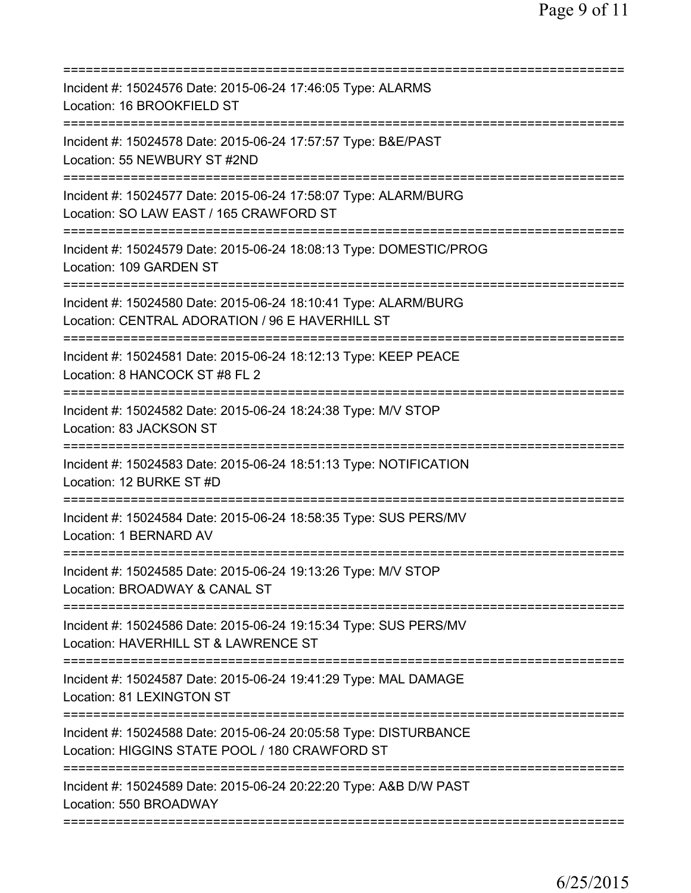===========================================================================

Incident #: 15024576 Date: 2015-06-24 17:46:05 Type: ALARMS
Location: 16 BROOKFIELD ST

===========================================================================

Incident #: 15024578 Date: 2015-06-24 17:57:57 Type: B&E/PAST
Location: 55 NEWBURY ST #2ND

===========================================================================

Incident #: 15024577 Date: 2015-06-24 17:58:07 Type: ALARM/BURG
Location: SO LAW EAST / 165 CRAWFORD ST

===========================================================================

Incident #: 15024579 Date: 2015-06-24 18:08:13 Type: DOMESTIC/PROG
Location: 109 GARDEN ST

===========================================================================

Incident #: 15024580 Date: 2015-06-24 18:10:41 Type: ALARM/BURG
Location: CENTRAL ADORATION / 96 E HAVERHILL ST

===========================================================================

Incident #: 15024581 Date: 2015-06-24 18:12:13 Type: KEEP PEACE
Location: 8 HANCOCK ST #8 FL 2

===========================================================================

Incident #: 15024582 Date: 2015-06-24 18:24:38 Type: M/V STOP
Location: 83 JACKSON ST

===========================================================================

Incident #: 15024583 Date: 2015-06-24 18:51:13 Type: NOTIFICATION
Location: 12 BURKE ST #D

===========================================================================

Incident #: 15024584 Date: 2015-06-24 18:58:35 Type: SUS PERS/MV
Location: 1 BERNARD AV

===========================================================================

Incident #: 15024585 Date: 2015-06-24 19:13:26 Type: M/V STOP
Location: BROADWAY & CANAL ST

===========================================================================

Incident #: 15024586 Date: 2015-06-24 19:15:34 Type: SUS PERS/MV
Location: HAVERHILL ST & LAWRENCE ST

===========================================================================

Incident #: 15024587 Date: 2015-06-24 19:41:29 Type: MAL DAMAGE
Location: 81 LEXINGTON ST

===========================================================================

Incident #: 15024588 Date: 2015-06-24 20:05:58 Type: DISTURBANCE
Location: HIGGINS STATE POOL / 180 CRAWFORD ST

===========================================================================

Incident #: 15024589 Date: 2015-06-24 20:22:20 Type: A&B D/W PAST
Location: 550 BROADWAY

===========================================================================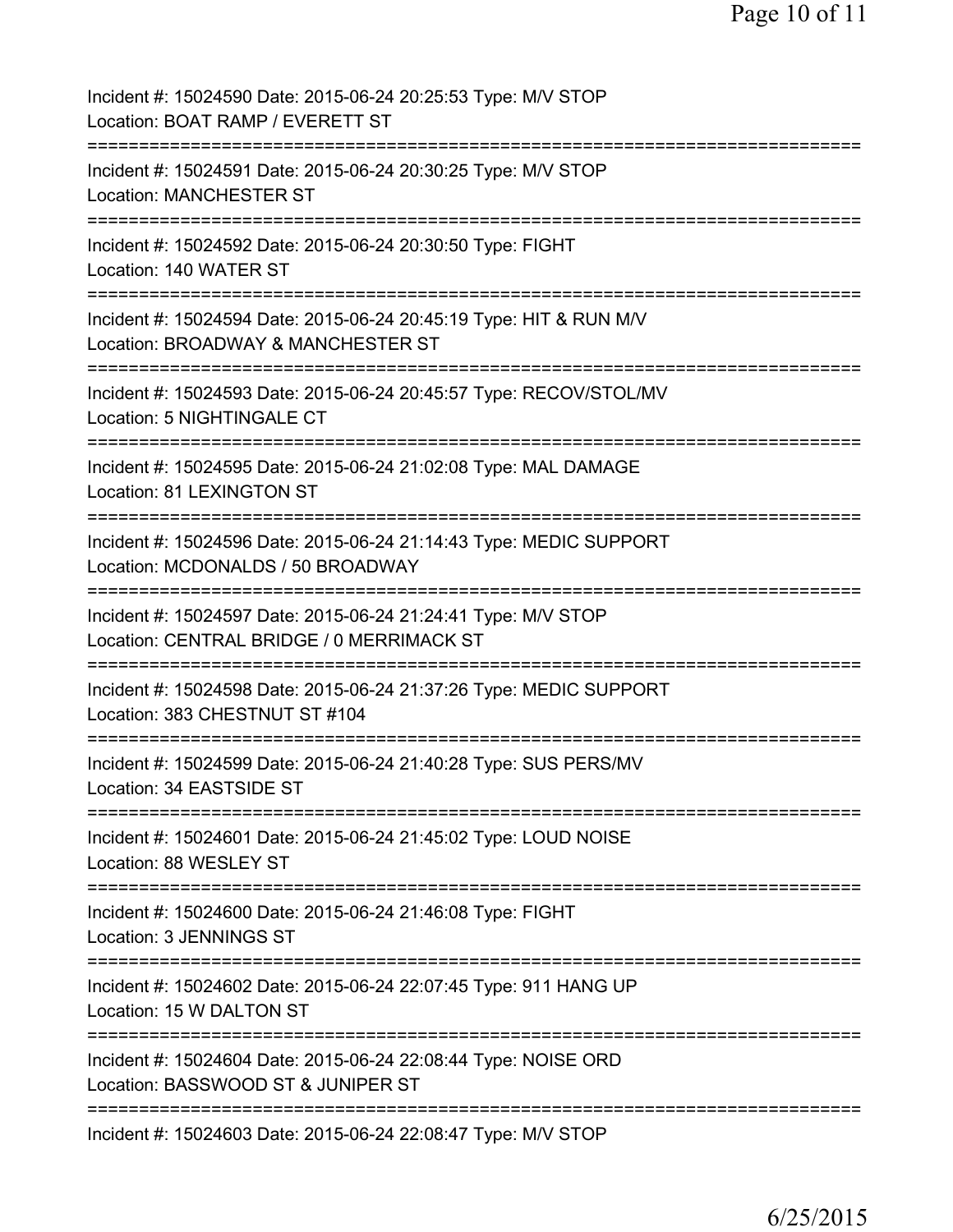Incident #: 15024590 Date: 2015-06-24 20:25:53 Type: M/V STOP
Location: BOAT RAMP / EVERETT ST
===========================================================================
Incident #: 15024591 Date: 2015-06-24 20:30:25 Type: M/V STOP
Location: MANCHESTER ST
===========================================================================
Incident #: 15024592 Date: 2015-06-24 20:30:50 Type: FIGHT
Location: 140 WATER ST
===========================================================================
Incident #: 15024594 Date: 2015-06-24 20:45:19 Type: HIT & RUN M/V
Location: BROADWAY & MANCHESTER ST
===========================================================================
Incident #: 15024593 Date: 2015-06-24 20:45:57 Type: RECOV/STOL/MV
Location: 5 NIGHTINGALE CT
===========================================================================
Incident #: 15024595 Date: 2015-06-24 21:02:08 Type: MAL DAMAGE
Location: 81 LEXINGTON ST
===========================================================================
Incident #: 15024596 Date: 2015-06-24 21:14:43 Type: MEDIC SUPPORT
Location: MCDONALDS / 50 BROADWAY
===========================================================================
Incident #: 15024597 Date: 2015-06-24 21:24:41 Type: M/V STOP
Location: CENTRAL BRIDGE / 0 MERRIMACK ST
===========================================================================
Incident #: 15024598 Date: 2015-06-24 21:37:26 Type: MEDIC SUPPORT
Location: 383 CHESTNUT ST #104
===========================================================================
Incident #: 15024599 Date: 2015-06-24 21:40:28 Type: SUS PERS/MV
Location: 34 EASTSIDE ST
===========================================================================
Incident #: 15024601 Date: 2015-06-24 21:45:02 Type: LOUD NOISE
Location: 88 WESLEY ST
===========================================================================
Incident #: 15024600 Date: 2015-06-24 21:46:08 Type: FIGHT
Location: 3 JENNINGS ST
===========================================================================
Incident #: 15024602 Date: 2015-06-24 22:07:45 Type: 911 HANG UP
Location: 15 W DALTON ST
===========================================================================
Incident #: 15024604 Date: 2015-06-24 22:08:44 Type: NOISE ORD
Location: BASSWOOD ST & JUNIPER ST
===========================================================================
Incident #: 15024603 Date: 2015-06-24 22:08:47 Type: M/V STOP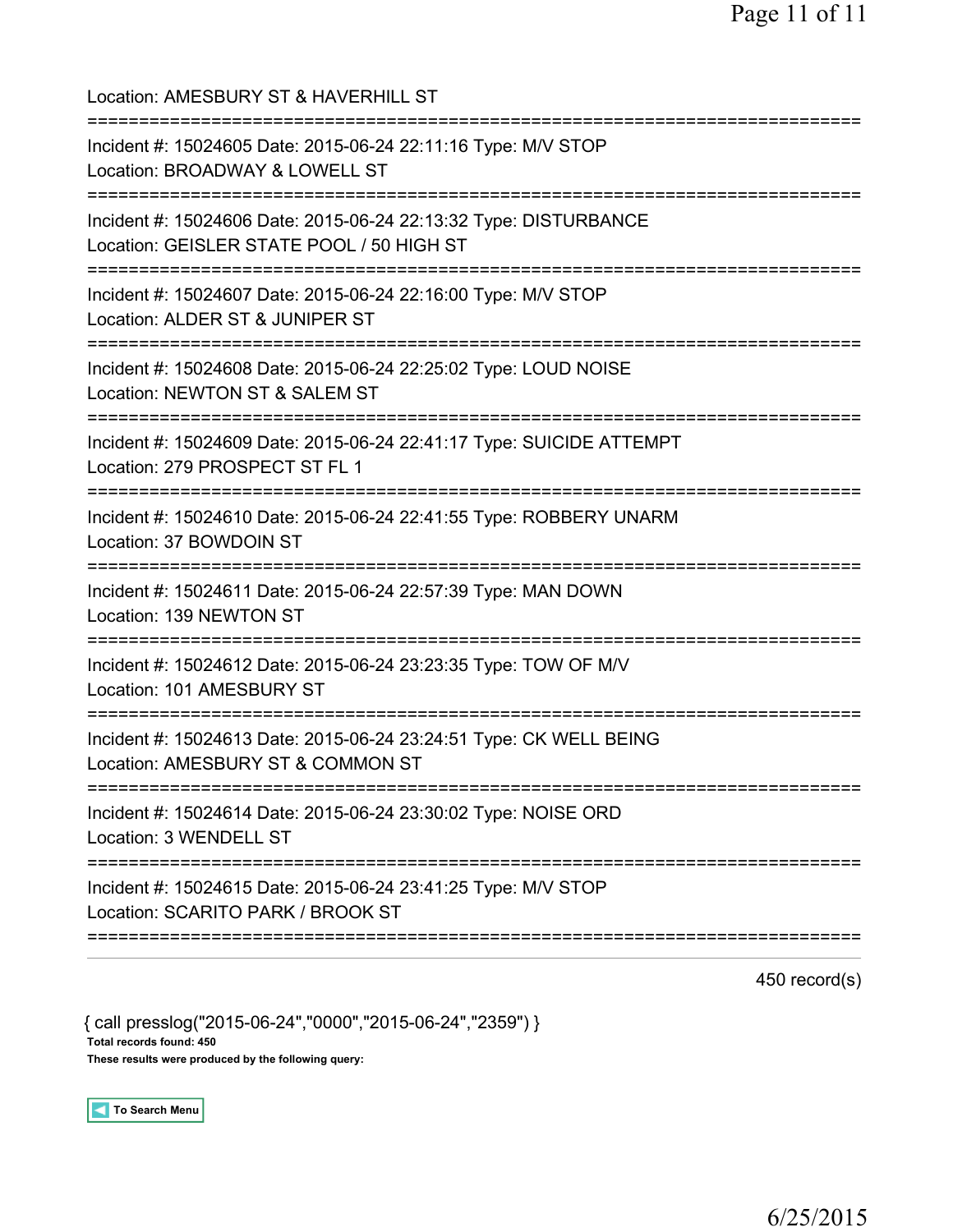Location: AMESBURY ST & HAVERHILL ST

===========================================================================

Incident #: 15024605 Date: 2015-06-24 22:11:16 Type: M/V STOP
Location: BROADWAY & LOWELL ST

===========================================================================

Incident #: 15024606 Date: 2015-06-24 22:13:32 Type: DISTURBANCE
Location: GEISLER STATE POOL / 50 HIGH ST

===========================================================================

Incident #: 15024607 Date: 2015-06-24 22:16:00 Type: M/V STOP
Location: ALDER ST & JUNIPER ST

===========================================================================

Incident #: 15024608 Date: 2015-06-24 22:25:02 Type: LOUD NOISE
Location: NEWTON ST & SALEM ST

===========================================================================

Incident #: 15024609 Date: 2015-06-24 22:41:17 Type: SUICIDE ATTEMPT
Location: 279 PROSPECT ST FL 1

===========================================================================

Incident #: 15024610 Date: 2015-06-24 22:41:55 Type: ROBBERY UNARM
Location: 37 BOWDOIN ST

===========================================================================

Incident #: 15024611 Date: 2015-06-24 22:57:39 Type: MAN DOWN
Location: 139 NEWTON ST

===========================================================================

Incident #: 15024612 Date: 2015-06-24 23:23:35 Type: TOW OF M/V
Location: 101 AMESBURY ST

===========================================================================

Incident #: 15024613 Date: 2015-06-24 23:24:51 Type: CK WELL BEING
Location: AMESBURY ST & COMMON ST

===========================================================================

Incident #: 15024614 Date: 2015-06-24 23:30:02 Type: NOISE ORD
Location: 3 WENDELL ST

===========================================================================

Incident #: 15024615 Date: 2015-06-24 23:41:25 Type: M/V STOP
Location: SCARITO PARK / BROOK ST

===========================================================================

450 record(s)

{ call presslog("2015-06-24","0000","2015-06-24","2359") }

**Total records found: 450**

**These results were produced by the following query:**

To Search Menu

6/25/2015